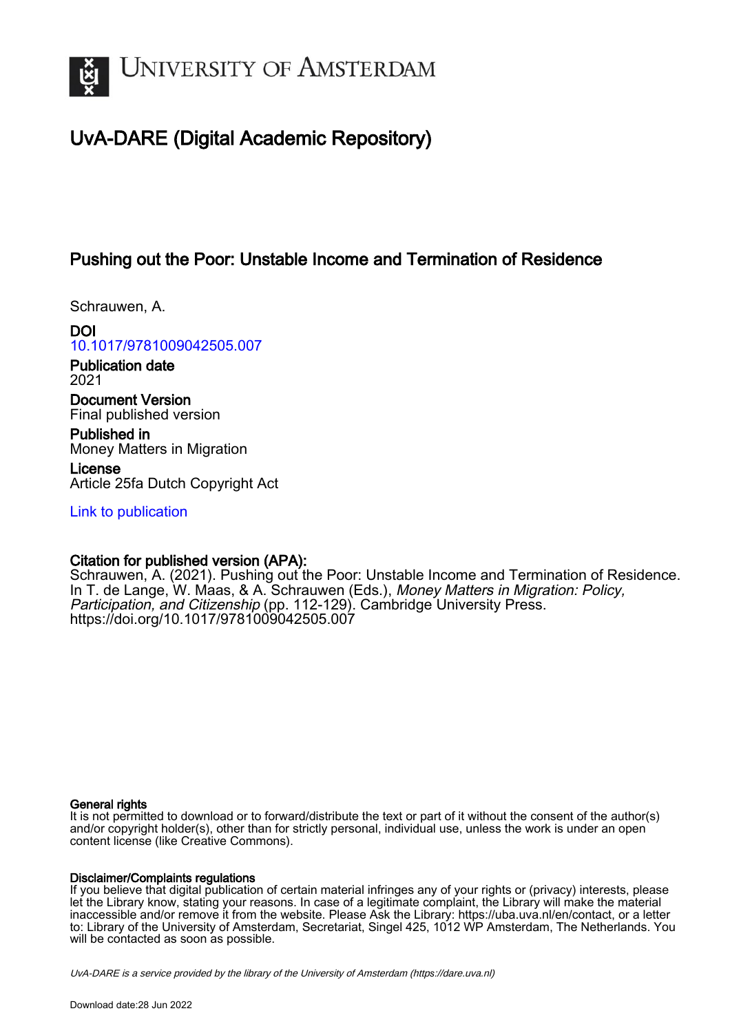# UvA-DARE (Digital Academic Repository)

## Pushing out the Poor: Unstable Income and Termination of Residence

Schrauwen, A.

**DOI**
10.1017/9781009042505.007

**Publication date**
2021

**Document Version**
Final published version

**Published in**
Money Matters in Migration

**License**
Article 25fa Dutch Copyright Act

Link to publication

**Citation for published version (APA):**
Schrauwen, A. (2021). Pushing out the Poor: Unstable Income and Termination of Residence. In T. de Lange, W. Maas, & A. Schrauwen (Eds.), *Money Matters in Migration: Policy, Participation, and Citizenship* (pp. 112-129). Cambridge University Press. https://doi.org/10.1017/9781009042505.007

**General rights**
It is not permitted to download or to forward/distribute the text or part of it without the consent of the author(s) and/or copyright holder(s), other than for strictly personal, individual use, unless the work is under an open content license (like Creative Commons).

**Disclaimer/Complaints regulations**
If you believe that digital publication of certain material infringes any of your rights or (privacy) interests, please let the Library know, stating your reasons. In case of a legitimate complaint, the Library will make the material inaccessible and/or remove it from the website. Please Ask the Library: https://uba.uva.nl/en/contact, or a letter to: Library of the University of Amsterdam, Secretariat, Singel 425, 1012 WP Amsterdam, The Netherlands. You will be contacted as soon as possible.

*UvA-DARE is a service provided by the library of the University of Amsterdam (https://dare.uva.nl)*

Download date:28 Jun 2022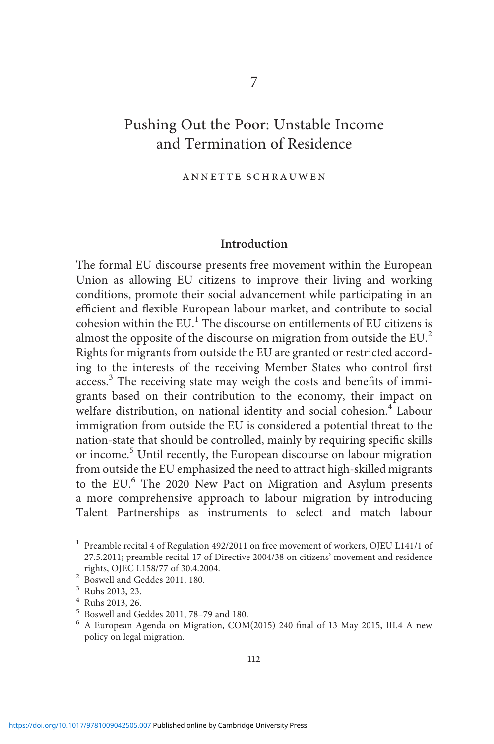# 7

## Pushing Out the Poor: Unstable Income and Termination of Residence

ANNETTE SCHRAUWEN

### Introduction

The formal EU discourse presents free movement within the European Union as allowing EU citizens to improve their living and working conditions, promote their social advancement while participating in an efficient and flexible European labour market, and contribute to social cohesion within the EU.[1] The discourse on entitlements of EU citizens is almost the opposite of the discourse on migration from outside the EU.[2] Rights for migrants from outside the EU are granted or restricted according to the interests of the receiving Member States who control first access.[3] The receiving state may weigh the costs and benefits of immigrants based on their contribution to the economy, their impact on welfare distribution, on national identity and social cohesion.[4] Labour immigration from outside the EU is considered a potential threat to the nation-state that should be controlled, mainly by requiring specific skills or income.[5] Until recently, the European discourse on labour migration from outside the EU emphasized the need to attract high-skilled migrants to the EU.[6] The 2020 New Pact on Migration and Asylum presents a more comprehensive approach to labour migration by introducing Talent Partnerships as instruments to select and match labour

[1] Preamble recital 4 of Regulation 492/2011 on free movement of workers, OJEU L141/1 of 27.5.2011; preamble recital 17 of Directive 2004/38 on citizens' movement and residence rights, OJEC L158/77 of 30.4.2004.

[2] Boswell and Geddes 2011, 180.

[3] Ruhs 2013, 23.

[4] Ruhs 2013, 26.

[5] Boswell and Geddes 2011, 78–79 and 180.

[6] A European Agenda on Migration, COM(2015) 240 final of 13 May 2015, III.4 A new policy on legal migration.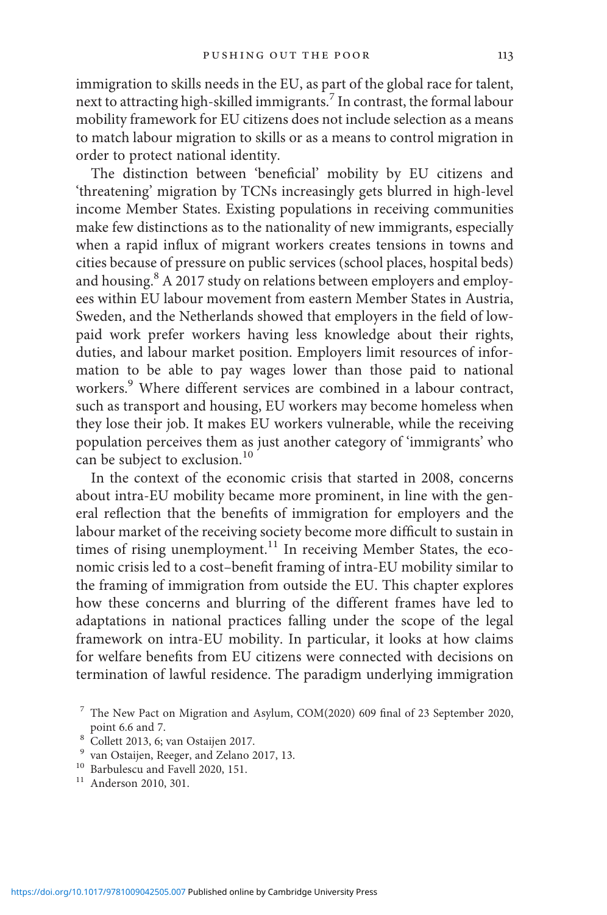immigration to skills needs in the EU, as part of the global race for talent, next to attracting high-skilled immigrants.[7] In contrast, the formal labour mobility framework for EU citizens does not include selection as a means to match labour migration to skills or as a means to control migration in order to protect national identity.

The distinction between 'beneficial' mobility by EU citizens and 'threatening' migration by TCNs increasingly gets blurred in high-level income Member States. Existing populations in receiving communities make few distinctions as to the nationality of new immigrants, especially when a rapid influx of migrant workers creates tensions in towns and cities because of pressure on public services (school places, hospital beds) and housing.[8] A 2017 study on relations between employers and employees within EU labour movement from eastern Member States in Austria, Sweden, and the Netherlands showed that employers in the field of low-paid work prefer workers having less knowledge about their rights, duties, and labour market position. Employers limit resources of information to be able to pay wages lower than those paid to national workers.[9] Where different services are combined in a labour contract, such as transport and housing, EU workers may become homeless when they lose their job. It makes EU workers vulnerable, while the receiving population perceives them as just another category of 'immigrants' who can be subject to exclusion.[10]

In the context of the economic crisis that started in 2008, concerns about intra-EU mobility became more prominent, in line with the general reflection that the benefits of immigration for employers and the labour market of the receiving society become more difficult to sustain in times of rising unemployment.[11] In receiving Member States, the economic crisis led to a cost–benefit framing of intra-EU mobility similar to the framing of immigration from outside the EU. This chapter explores how these concerns and blurring of the different frames have led to adaptations in national practices falling under the scope of the legal framework on intra-EU mobility. In particular, it looks at how claims for welfare benefits from EU citizens were connected with decisions on termination of lawful residence. The paradigm underlying immigration

[7] The New Pact on Migration and Asylum, COM(2020) 609 final of 23 September 2020, point 6.6 and 7.

[8] Collett 2013, 6; van Ostaijen 2017.

[9] van Ostaijen, Reeger, and Zelano 2017, 13.

[10] Barbulescu and Favell 2020, 151.

[11] Anderson 2010, 301.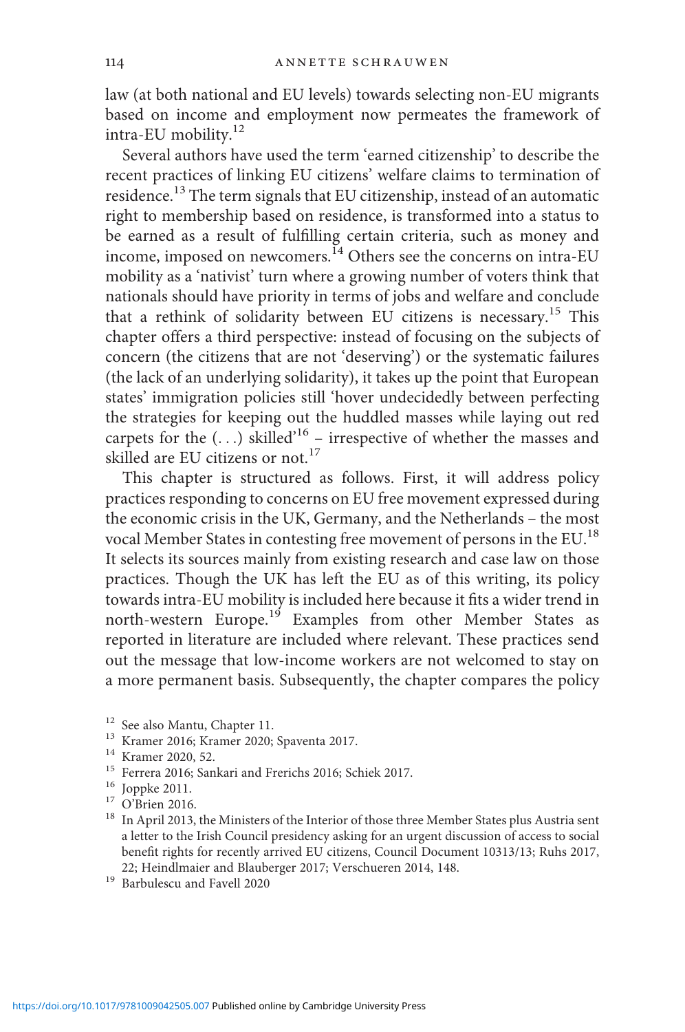law (at both national and EU levels) towards selecting non-EU migrants based on income and employment now permeates the framework of intra-EU mobility.[12]

Several authors have used the term 'earned citizenship' to describe the recent practices of linking EU citizens' welfare claims to termination of residence.[13] The term signals that EU citizenship, instead of an automatic right to membership based on residence, is transformed into a status to be earned as a result of fulfilling certain criteria, such as money and income, imposed on newcomers.[14] Others see the concerns on intra-EU mobility as a 'nativist' turn where a growing number of voters think that nationals should have priority in terms of jobs and welfare and conclude that a rethink of solidarity between EU citizens is necessary.[15] This chapter offers a third perspective: instead of focusing on the subjects of concern (the citizens that are not 'deserving') or the systematic failures (the lack of an underlying solidarity), it takes up the point that European states' immigration policies still 'hover undecidedly between perfecting the strategies for keeping out the huddled masses while laying out red carpets for the (…) skilled'[16] – irrespective of whether the masses and skilled are EU citizens or not.[17]

This chapter is structured as follows. First, it will address policy practices responding to concerns on EU free movement expressed during the economic crisis in the UK, Germany, and the Netherlands – the most vocal Member States in contesting free movement of persons in the EU.[18] It selects its sources mainly from existing research and case law on those practices. Though the UK has left the EU as of this writing, its policy towards intra-EU mobility is included here because it fits a wider trend in north-western Europe.[19] Examples from other Member States as reported in literature are included where relevant. These practices send out the message that low-income workers are not welcomed to stay on a more permanent basis. Subsequently, the chapter compares the policy

[12] See also Mantu, Chapter 11.

[13] Kramer 2016; Kramer 2020; Spaventa 2017.

[14] Kramer 2020, 52.

[15] Ferrera 2016; Sankari and Frerichs 2016; Schiek 2017.

[16] Joppke 2011.

[17] O'Brien 2016.

[18] In April 2013, the Ministers of the Interior of those three Member States plus Austria sent a letter to the Irish Council presidency asking for an urgent discussion of access to social benefit rights for recently arrived EU citizens, Council Document 10313/13; Ruhs 2017, 22; Heindlmaier and Blauberger 2017; Verschueren 2014, 148.

[19] Barbulescu and Favell 2020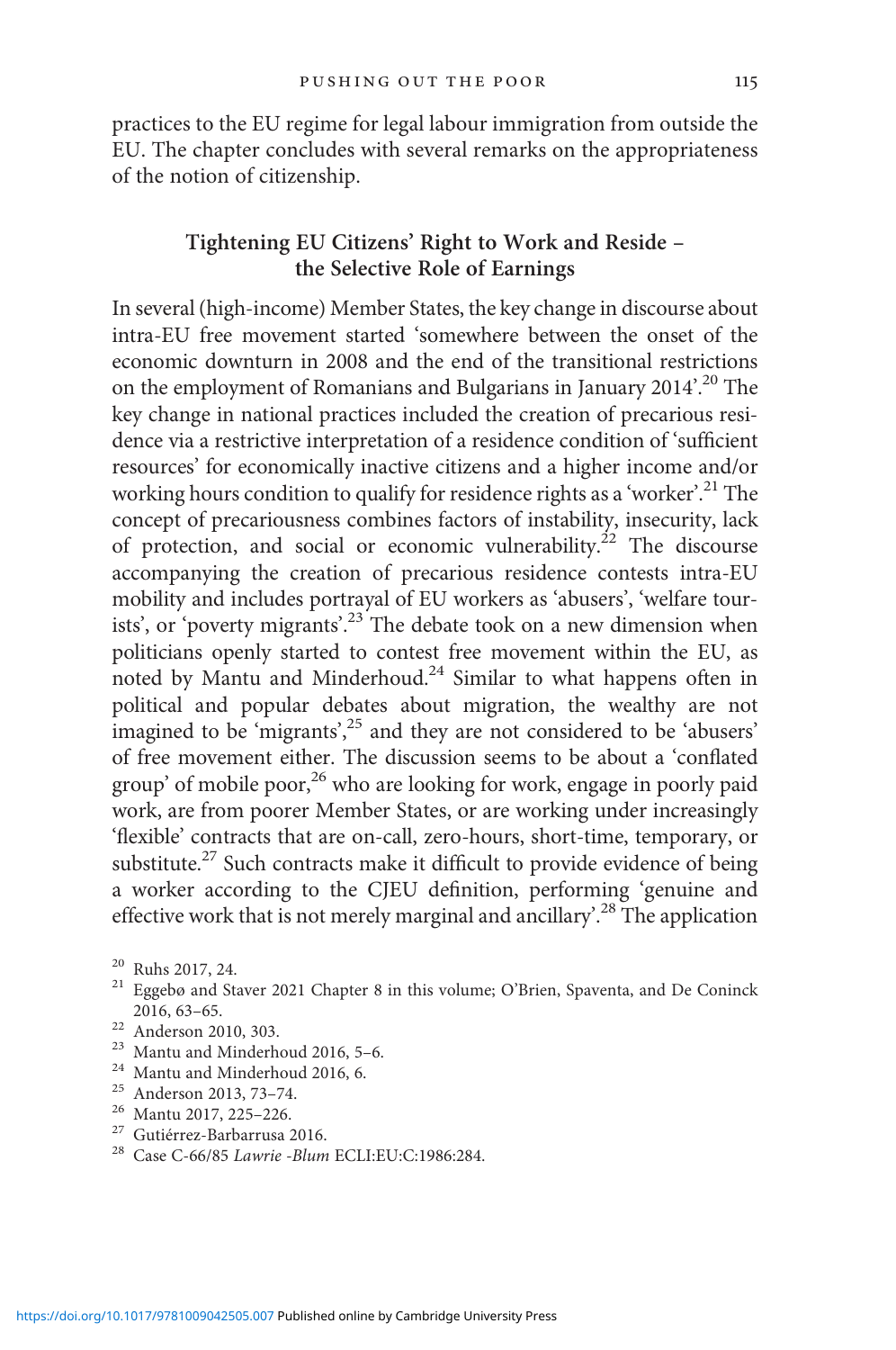practices to the EU regime for legal labour immigration from outside the EU. The chapter concludes with several remarks on the appropriateness of the notion of citizenship.

## Tightening EU Citizens' Right to Work and Reside – the Selective Role of Earnings

In several (high-income) Member States, the key change in discourse about intra-EU free movement started 'somewhere between the onset of the economic downturn in 2008 and the end of the transitional restrictions on the employment of Romanians and Bulgarians in January 2014'.[20] The key change in national practices included the creation of precarious residence via a restrictive interpretation of a residence condition of 'sufficient resources' for economically inactive citizens and a higher income and/or working hours condition to qualify for residence rights as a 'worker'.[21] The concept of precariousness combines factors of instability, insecurity, lack of protection, and social or economic vulnerability.[22] The discourse accompanying the creation of precarious residence contests intra-EU mobility and includes portrayal of EU workers as 'abusers', 'welfare tourists', or 'poverty migrants'.[23] The debate took on a new dimension when politicians openly started to contest free movement within the EU, as noted by Mantu and Minderhoud.[24] Similar to what happens often in political and popular debates about migration, the wealthy are not imagined to be 'migrants',[25] and they are not considered to be 'abusers' of free movement either. The discussion seems to be about a 'conflated group' of mobile poor,[26] who are looking for work, engage in poorly paid work, are from poorer Member States, or are working under increasingly 'flexible' contracts that are on-call, zero-hours, short-time, temporary, or substitute.[27] Such contracts make it difficult to provide evidence of being a worker according to the CJEU definition, performing 'genuine and effective work that is not merely marginal and ancillary'.[28] The application

[20] Ruhs 2017, 24.

[21] Eggebø and Staver 2021 Chapter 8 in this volume; O'Brien, Spaventa, and De Coninck 2016, 63–65.

[22] Anderson 2010, 303.

[23] Mantu and Minderhoud 2016, 5–6.

[24] Mantu and Minderhoud 2016, 6.

[25] Anderson 2013, 73–74.

[26] Mantu 2017, 225–226.

[27] Gutiérrez-Barbarrusa 2016.

[28] Case C-66/85 *Lawrie -Blum* ECLI:EU:C:1986:284.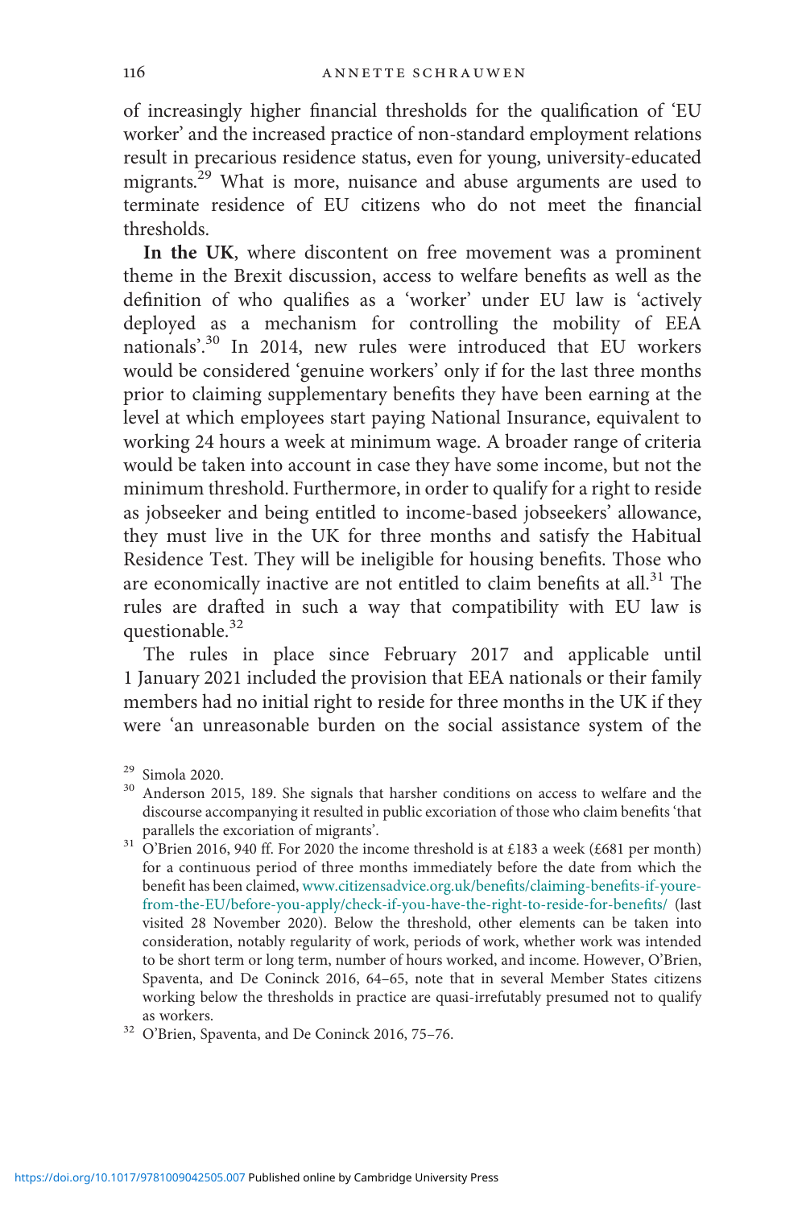of increasingly higher financial thresholds for the qualification of 'EU worker' and the increased practice of non-standard employment relations result in precarious residence status, even for young, university-educated migrants.[29] What is more, nuisance and abuse arguments are used to terminate residence of EU citizens who do not meet the financial thresholds.

**In the UK**, where discontent on free movement was a prominent theme in the Brexit discussion, access to welfare benefits as well as the definition of who qualifies as a 'worker' under EU law is 'actively deployed as a mechanism for controlling the mobility of EEA nationals'.[30] In 2014, new rules were introduced that EU workers would be considered 'genuine workers' only if for the last three months prior to claiming supplementary benefits they have been earning at the level at which employees start paying National Insurance, equivalent to working 24 hours a week at minimum wage. A broader range of criteria would be taken into account in case they have some income, but not the minimum threshold. Furthermore, in order to qualify for a right to reside as jobseeker and being entitled to income-based jobseekers' allowance, they must live in the UK for three months and satisfy the Habitual Residence Test. They will be ineligible for housing benefits. Those who are economically inactive are not entitled to claim benefits at all.[31] The rules are drafted in such a way that compatibility with EU law is questionable.[32]

The rules in place since February 2017 and applicable until 1 January 2021 included the provision that EEA nationals or their family members had no initial right to reside for three months in the UK if they were 'an unreasonable burden on the social assistance system of the

---

[29] Simola 2020.

[30] Anderson 2015, 189. She signals that harsher conditions on access to welfare and the discourse accompanying it resulted in public excoriation of those who claim benefits 'that parallels the excoriation of migrants'.

[31] O'Brien 2016, 940 ff. For 2020 the income threshold is at £183 a week (£681 per month) for a continuous period of three months immediately before the date from which the benefit has been claimed, www.citizensadvice.org.uk/benefits/claiming-benefits-if-youre-from-the-EU/before-you-apply/check-if-you-have-the-right-to-reside-for-benefits/ (last visited 28 November 2020). Below the threshold, other elements can be taken into consideration, notably regularity of work, periods of work, whether work was intended to be short term or long term, number of hours worked, and income. However, O'Brien, Spaventa, and De Coninck 2016, 64–65, note that in several Member States citizens working below the thresholds in practice are quasi-irrefutably presumed not to qualify as workers.

[32] O'Brien, Spaventa, and De Coninck 2016, 75–76.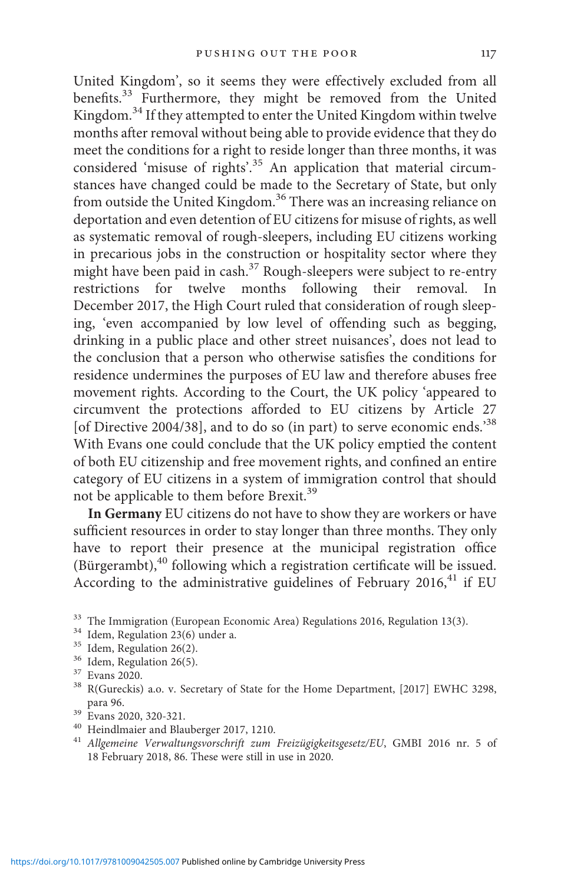United Kingdom', so it seems they were effectively excluded from all benefits.[33] Furthermore, they might be removed from the United Kingdom.[34] If they attempted to enter the United Kingdom within twelve months after removal without being able to provide evidence that they do meet the conditions for a right to reside longer than three months, it was considered 'misuse of rights'.[35] An application that material circumstances have changed could be made to the Secretary of State, but only from outside the United Kingdom.[36] There was an increasing reliance on deportation and even detention of EU citizens for misuse of rights, as well as systematic removal of rough-sleepers, including EU citizens working in precarious jobs in the construction or hospitality sector where they might have been paid in cash.[37] Rough-sleepers were subject to re-entry restrictions for twelve months following their removal. In December 2017, the High Court ruled that consideration of rough sleeping, 'even accompanied by low level of offending such as begging, drinking in a public place and other street nuisances', does not lead to the conclusion that a person who otherwise satisfies the conditions for residence undermines the purposes of EU law and therefore abuses free movement rights. According to the Court, the UK policy 'appeared to circumvent the protections afforded to EU citizens by Article 27 [of Directive 2004/38], and to do so (in part) to serve economic ends.'[38] With Evans one could conclude that the UK policy emptied the content of both EU citizenship and free movement rights, and confined an entire category of EU citizens in a system of immigration control that should not be applicable to them before Brexit.[39]

**In Germany** EU citizens do not have to show they are workers or have sufficient resources in order to stay longer than three months. They only have to report their presence at the municipal registration office (Bürgerambt),[40] following which a registration certificate will be issued. According to the administrative guidelines of February 2016,[41] if EU

---

[33] The Immigration (European Economic Area) Regulations 2016, Regulation 13(3).

[34] Idem, Regulation 23(6) under a.

[35] Idem, Regulation 26(2).

[36] Idem, Regulation 26(5).

[37] Evans 2020.

[38] R(Gureckis) a.o. v. Secretary of State for the Home Department, [2017] EWHC 3298, para 96.

[39] Evans 2020, 320-321.

[40] Heindlmaier and Blauberger 2017, 1210.

[41] *Allgemeine Verwaltungsvorschrift zum Freizügigkeitsgesetz/EU*, GMBl 2016 nr. 5 of 18 February 2018, 86. These were still in use in 2020.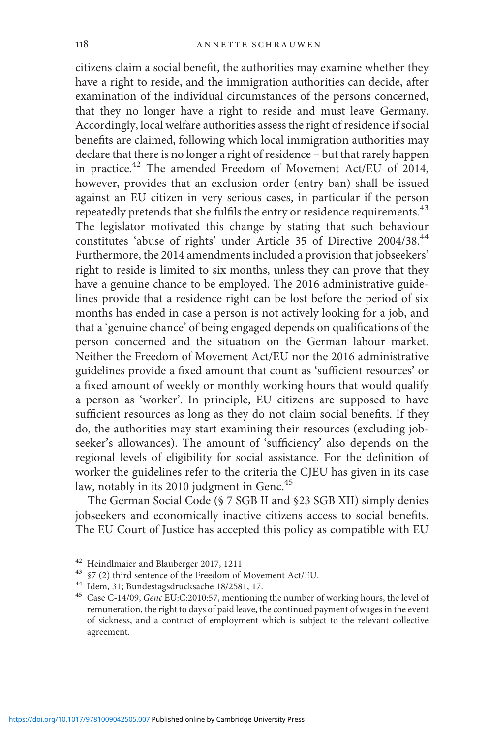citizens claim a social benefit, the authorities may examine whether they have a right to reside, and the immigration authorities can decide, after examination of the individual circumstances of the persons concerned, that they no longer have a right to reside and must leave Germany. Accordingly, local welfare authorities assess the right of residence if social benefits are claimed, following which local immigration authorities may declare that there is no longer a right of residence – but that rarely happen in practice.[42] The amended Freedom of Movement Act/EU of 2014, however, provides that an exclusion order (entry ban) shall be issued against an EU citizen in very serious cases, in particular if the person repeatedly pretends that she fulfils the entry or residence requirements.[43] The legislator motivated this change by stating that such behaviour constitutes 'abuse of rights' under Article 35 of Directive 2004/38.[44] Furthermore, the 2014 amendments included a provision that jobseekers' right to reside is limited to six months, unless they can prove that they have a genuine chance to be employed. The 2016 administrative guidelines provide that a residence right can be lost before the period of six months has ended in case a person is not actively looking for a job, and that a 'genuine chance' of being engaged depends on qualifications of the person concerned and the situation on the German labour market. Neither the Freedom of Movement Act/EU nor the 2016 administrative guidelines provide a fixed amount that count as 'sufficient resources' or a fixed amount of weekly or monthly working hours that would qualify a person as 'worker'. In principle, EU citizens are supposed to have sufficient resources as long as they do not claim social benefits. If they do, the authorities may start examining their resources (excluding jobseeker's allowances). The amount of 'sufficiency' also depends on the regional levels of eligibility for social assistance. For the definition of worker the guidelines refer to the criteria the CJEU has given in its case law, notably in its 2010 judgment in Genc.[45]

The German Social Code (§ 7 SGB II and §23 SGB XII) simply denies jobseekers and economically inactive citizens access to social benefits. The EU Court of Justice has accepted this policy as compatible with EU

[42] Heindlmaier and Blauberger 2017, 1211

[43] §7 (2) third sentence of the Freedom of Movement Act/EU.

[44] Idem, 31; Bundestagsdrucksache 18/2581, 17.

[45] Case C-14/09, *Genc* EU:C:2010:57, mentioning the number of working hours, the level of remuneration, the right to days of paid leave, the continued payment of wages in the event of sickness, and a contract of employment which is subject to the relevant collective agreement.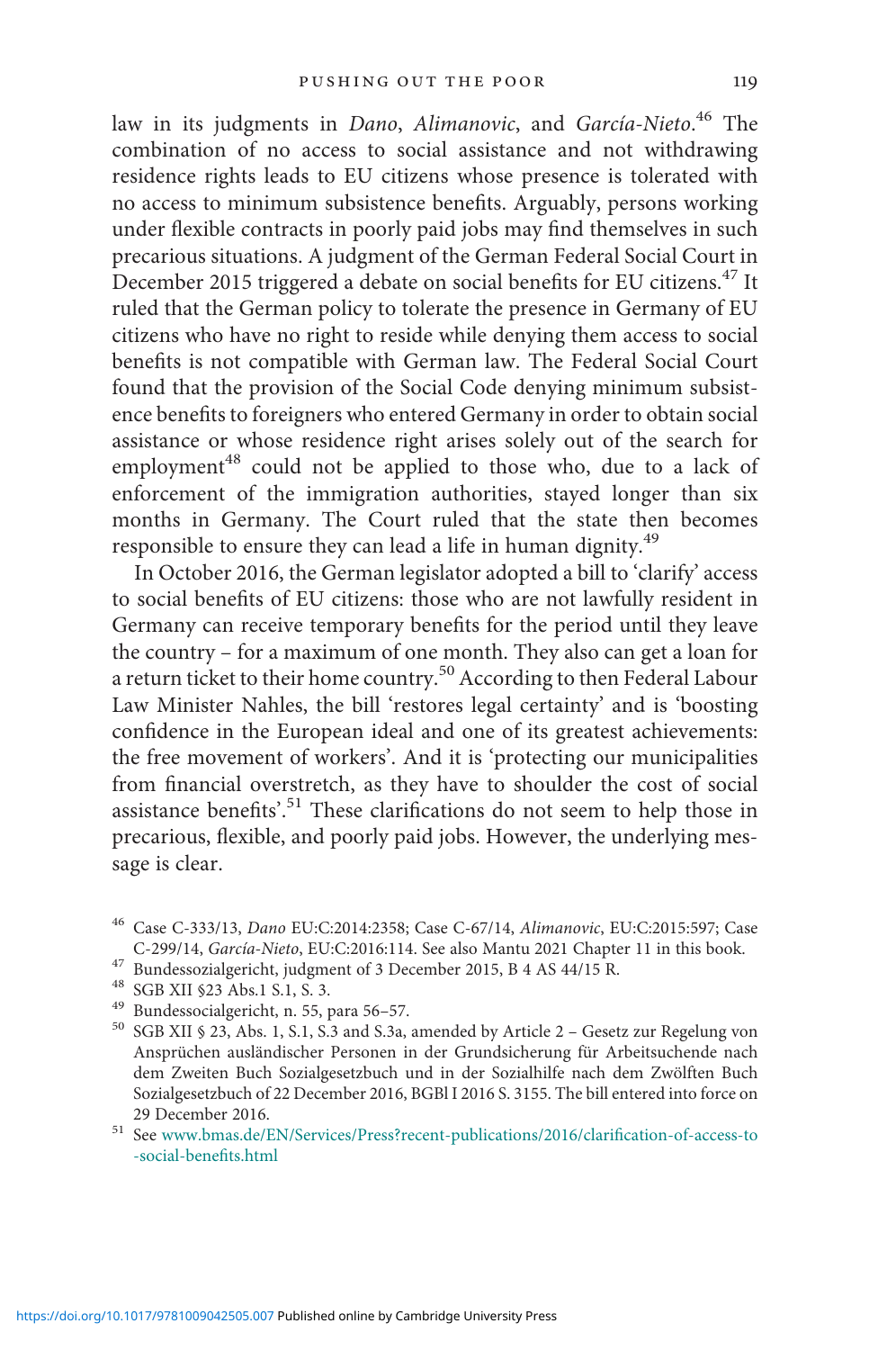law in its judgments in *Dano*, *Alimanovic*, and *García-Nieto*.[46] The combination of no access to social assistance and not withdrawing residence rights leads to EU citizens whose presence is tolerated with no access to minimum subsistence benefits. Arguably, persons working under flexible contracts in poorly paid jobs may find themselves in such precarious situations. A judgment of the German Federal Social Court in December 2015 triggered a debate on social benefits for EU citizens.[47] It ruled that the German policy to tolerate the presence in Germany of EU citizens who have no right to reside while denying them access to social benefits is not compatible with German law. The Federal Social Court found that the provision of the Social Code denying minimum subsistence benefits to foreigners who entered Germany in order to obtain social assistance or whose residence right arises solely out of the search for employment[48] could not be applied to those who, due to a lack of enforcement of the immigration authorities, stayed longer than six months in Germany. The Court ruled that the state then becomes responsible to ensure they can lead a life in human dignity.[49]

In October 2016, the German legislator adopted a bill to 'clarify' access to social benefits of EU citizens: those who are not lawfully resident in Germany can receive temporary benefits for the period until they leave the country – for a maximum of one month. They also can get a loan for a return ticket to their home country.[50] According to then Federal Labour Law Minister Nahles, the bill 'restores legal certainty' and is 'boosting confidence in the European ideal and one of its greatest achievements: the free movement of workers'. And it is 'protecting our municipalities from financial overstretch, as they have to shoulder the cost of social assistance benefits'.[51] These clarifications do not seem to help those in precarious, flexible, and poorly paid jobs. However, the underlying message is clear.

---

[46] Case C-333/13, *Dano* EU:C:2014:2358; Case C-67/14, *Alimanovic*, EU:C:2015:597; Case C-299/14, *García-Nieto*, EU:C:2016:114. See also Mantu 2021 Chapter 11 in this book.

[47] Bundessozialgericht, judgment of 3 December 2015, B 4 AS 44/15 R.

[48] SGB XII §23 Abs.1 S.1, S. 3.

[49] Bundessocialgericht, n. 55, para 56–57.

[50] SGB XII § 23, Abs. 1, S.1, S.3 and S.3a, amended by Article 2 – Gesetz zur Regelung von Ansprüchen ausländischer Personen in der Grundsicherung für Arbeitsuchende nach dem Zweiten Buch Sozialgesetzbuch und in der Sozialhilfe nach dem Zwölften Buch Sozialgesetzbuch of 22 December 2016, BGBl I 2016 S. 3155. The bill entered into force on 29 December 2016.

[51] See www.bmas.de/EN/Services/Press?recent-publications/2016/clarification-of-access-to-social-benefits.html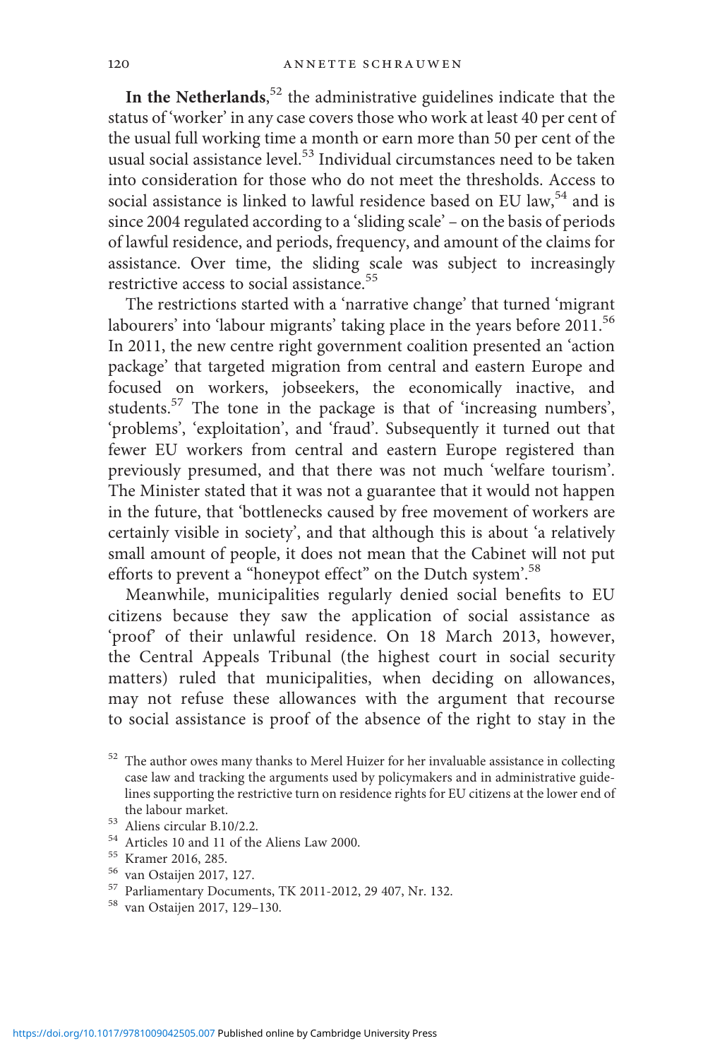**In the Netherlands**,[52] the administrative guidelines indicate that the status of 'worker' in any case covers those who work at least 40 per cent of the usual full working time a month or earn more than 50 per cent of the usual social assistance level.[53] Individual circumstances need to be taken into consideration for those who do not meet the thresholds. Access to social assistance is linked to lawful residence based on EU law,[54] and is since 2004 regulated according to a 'sliding scale' – on the basis of periods of lawful residence, and periods, frequency, and amount of the claims for assistance. Over time, the sliding scale was subject to increasingly restrictive access to social assistance.[55]

The restrictions started with a 'narrative change' that turned 'migrant labourers' into 'labour migrants' taking place in the years before 2011.[56] In 2011, the new centre right government coalition presented an 'action package' that targeted migration from central and eastern Europe and focused on workers, jobseekers, the economically inactive, and students.[57] The tone in the package is that of 'increasing numbers', 'problems', 'exploitation', and 'fraud'. Subsequently it turned out that fewer EU workers from central and eastern Europe registered than previously presumed, and that there was not much 'welfare tourism'. The Minister stated that it was not a guarantee that it would not happen in the future, that 'bottlenecks caused by free movement of workers are certainly visible in society', and that although this is about 'a relatively small amount of people, it does not mean that the Cabinet will not put efforts to prevent a "honeypot effect" on the Dutch system'.[58]

Meanwhile, municipalities regularly denied social benefits to EU citizens because they saw the application of social assistance as 'proof' of their unlawful residence. On 18 March 2013, however, the Central Appeals Tribunal (the highest court in social security matters) ruled that municipalities, when deciding on allowances, may not refuse these allowances with the argument that recourse to social assistance is proof of the absence of the right to stay in the

[52] The author owes many thanks to Merel Huizer for her invaluable assistance in collecting case law and tracking the arguments used by policymakers and in administrative guidelines supporting the restrictive turn on residence rights for EU citizens at the lower end of the labour market.

[53] Aliens circular B.10/2.2.

[54] Articles 10 and 11 of the Aliens Law 2000.

[55] Kramer 2016, 285.

[56] van Ostaijen 2017, 127.

[57] Parliamentary Documents, TK 2011-2012, 29 407, Nr. 132.

[58] van Ostaijen 2017, 129–130.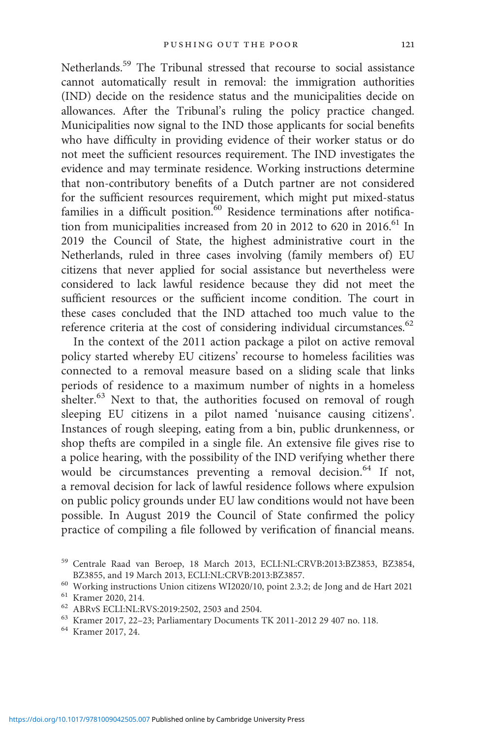Netherlands.[59] The Tribunal stressed that recourse to social assistance cannot automatically result in removal: the immigration authorities (IND) decide on the residence status and the municipalities decide on allowances. After the Tribunal's ruling the policy practice changed. Municipalities now signal to the IND those applicants for social benefits who have difficulty in providing evidence of their worker status or do not meet the sufficient resources requirement. The IND investigates the evidence and may terminate residence. Working instructions determine that non-contributory benefits of a Dutch partner are not considered for the sufficient resources requirement, which might put mixed-status families in a difficult position.[60] Residence terminations after notification from municipalities increased from 20 in 2012 to 620 in 2016.[61] In 2019 the Council of State, the highest administrative court in the Netherlands, ruled in three cases involving (family members of) EU citizens that never applied for social assistance but nevertheless were considered to lack lawful residence because they did not meet the sufficient resources or the sufficient income condition. The court in these cases concluded that the IND attached too much value to the reference criteria at the cost of considering individual circumstances.[62]

In the context of the 2011 action package a pilot on active removal policy started whereby EU citizens' recourse to homeless facilities was connected to a removal measure based on a sliding scale that links periods of residence to a maximum number of nights in a homeless shelter.[63] Next to that, the authorities focused on removal of rough sleeping EU citizens in a pilot named 'nuisance causing citizens'. Instances of rough sleeping, eating from a bin, public drunkenness, or shop thefts are compiled in a single file. An extensive file gives rise to a police hearing, with the possibility of the IND verifying whether there would be circumstances preventing a removal decision.[64] If not, a removal decision for lack of lawful residence follows where expulsion on public policy grounds under EU law conditions would not have been possible. In August 2019 the Council of State confirmed the policy practice of compiling a file followed by verification of financial means.

[59] Centrale Raad van Beroep, 18 March 2013, ECLI:NL:CRVB:2013:BZ3853, BZ3854, BZ3855, and 19 March 2013, ECLI:NL:CRVB:2013:BZ3857.

[60] Working instructions Union citizens WI2020/10, point 2.3.2; de Jong and de Hart 2021

[61] Kramer 2020, 214.

[62] ABRvS ECLI:NL:RVS:2019:2502, 2503 and 2504.

[63] Kramer 2017, 22–23; Parliamentary Documents TK 2011-2012 29 407 no. 118.

[64] Kramer 2017, 24.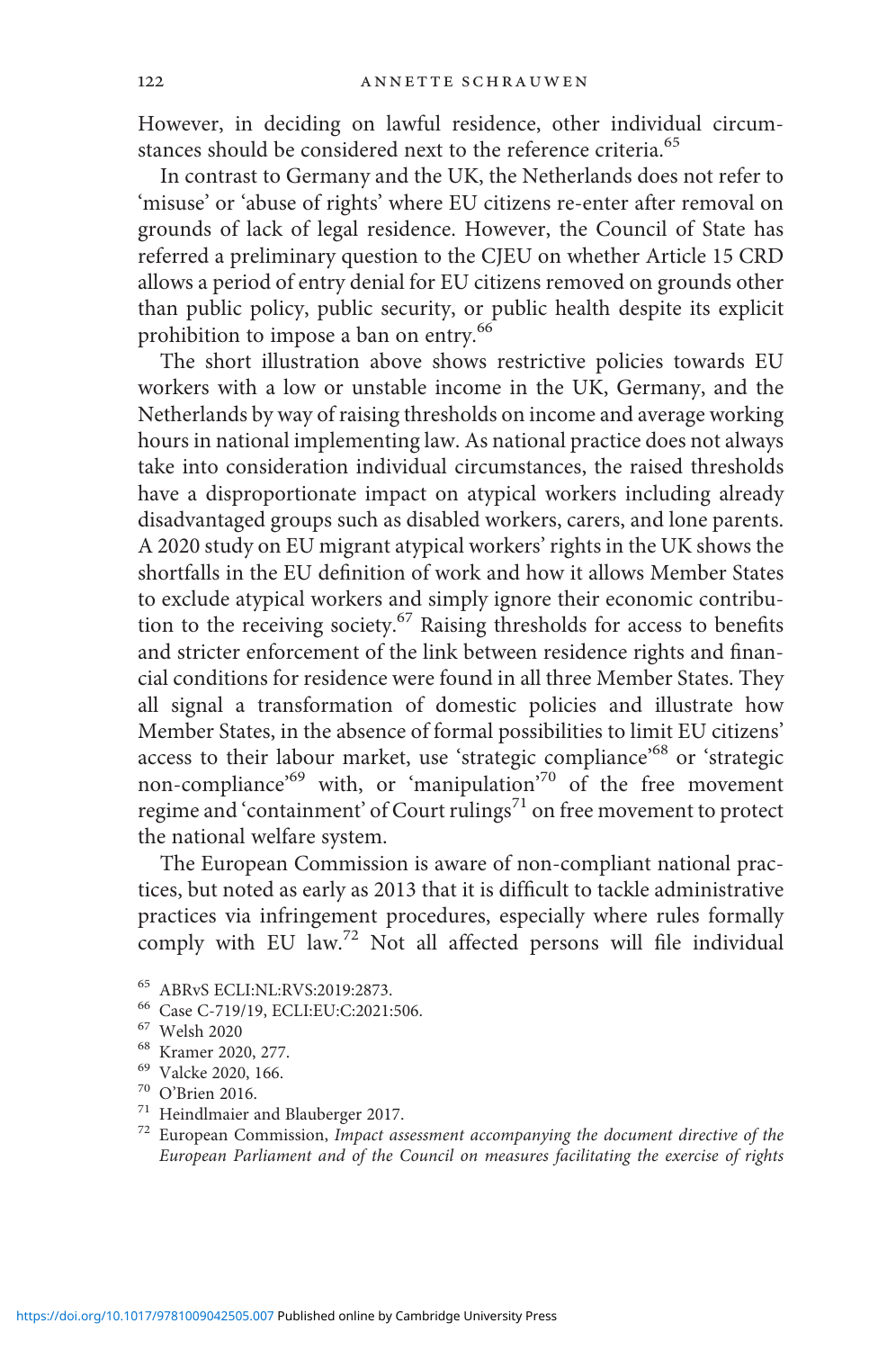However, in deciding on lawful residence, other individual circumstances should be considered next to the reference criteria.[65]

In contrast to Germany and the UK, the Netherlands does not refer to 'misuse' or 'abuse of rights' where EU citizens re-enter after removal on grounds of lack of legal residence. However, the Council of State has referred a preliminary question to the CJEU on whether Article 15 CRD allows a period of entry denial for EU citizens removed on grounds other than public policy, public security, or public health despite its explicit prohibition to impose a ban on entry.[66]

The short illustration above shows restrictive policies towards EU workers with a low or unstable income in the UK, Germany, and the Netherlands by way of raising thresholds on income and average working hours in national implementing law. As national practice does not always take into consideration individual circumstances, the raised thresholds have a disproportionate impact on atypical workers including already disadvantaged groups such as disabled workers, carers, and lone parents. A 2020 study on EU migrant atypical workers' rights in the UK shows the shortfalls in the EU definition of work and how it allows Member States to exclude atypical workers and simply ignore their economic contribution to the receiving society.[67] Raising thresholds for access to benefits and stricter enforcement of the link between residence rights and financial conditions for residence were found in all three Member States. They all signal a transformation of domestic policies and illustrate how Member States, in the absence of formal possibilities to limit EU citizens' access to their labour market, use 'strategic compliance'[68] or 'strategic non-compliance'[69] with, or 'manipulation'[70] of the free movement regime and 'containment' of Court rulings[71] on free movement to protect the national welfare system.

The European Commission is aware of non-compliant national practices, but noted as early as 2013 that it is difficult to tackle administrative practices via infringement procedures, especially where rules formally comply with EU law.[72] Not all affected persons will file individual

[65] ABRvS ECLI:NL:RVS:2019:2873.

[66] Case C-719/19, ECLI:EU:C:2021:506.

[67] Welsh 2020

[68] Kramer 2020, 277.

[69] Valcke 2020, 166.

[70] O'Brien 2016.

[71] Heindlmaier and Blauberger 2017.

[72] European Commission, *Impact assessment accompanying the document directive of the European Parliament and of the Council on measures facilitating the exercise of rights*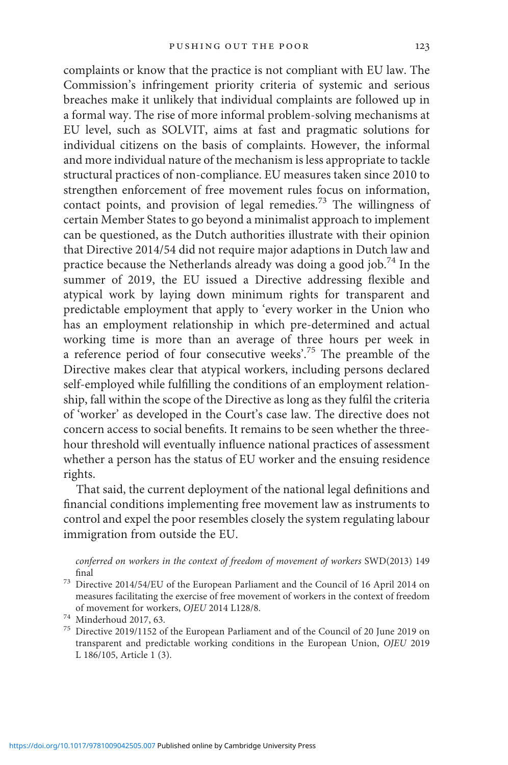complaints or know that the practice is not compliant with EU law. The Commission's infringement priority criteria of systemic and serious breaches make it unlikely that individual complaints are followed up in a formal way. The rise of more informal problem-solving mechanisms at EU level, such as SOLVIT, aims at fast and pragmatic solutions for individual citizens on the basis of complaints. However, the informal and more individual nature of the mechanism is less appropriate to tackle structural practices of non-compliance. EU measures taken since 2010 to strengthen enforcement of free movement rules focus on information, contact points, and provision of legal remedies.[73] The willingness of certain Member States to go beyond a minimalist approach to implement can be questioned, as the Dutch authorities illustrate with their opinion that Directive 2014/54 did not require major adaptions in Dutch law and practice because the Netherlands already was doing a good job.[74] In the summer of 2019, the EU issued a Directive addressing flexible and atypical work by laying down minimum rights for transparent and predictable employment that apply to 'every worker in the Union who has an employment relationship in which pre-determined and actual working time is more than an average of three hours per week in a reference period of four consecutive weeks'.[75] The preamble of the Directive makes clear that atypical workers, including persons declared self-employed while fulfilling the conditions of an employment relationship, fall within the scope of the Directive as long as they fulfil the criteria of 'worker' as developed in the Court's case law. The directive does not concern access to social benefits. It remains to be seen whether the three-hour threshold will eventually influence national practices of assessment whether a person has the status of EU worker and the ensuing residence rights.

That said, the current deployment of the national legal definitions and financial conditions implementing free movement law as instruments to control and expel the poor resembles closely the system regulating labour immigration from outside the EU.

*conferred on workers in the context of freedom of movement of workers* SWD(2013) 149 final

[73] Directive 2014/54/EU of the European Parliament and the Council of 16 April 2014 on measures facilitating the exercise of free movement of workers in the context of freedom of movement for workers, *OJEU* 2014 L128/8.

[74] Minderhoud 2017, 63.

[75] Directive 2019/1152 of the European Parliament and of the Council of 20 June 2019 on transparent and predictable working conditions in the European Union, *OJEU* 2019 L 186/105, Article 1 (3).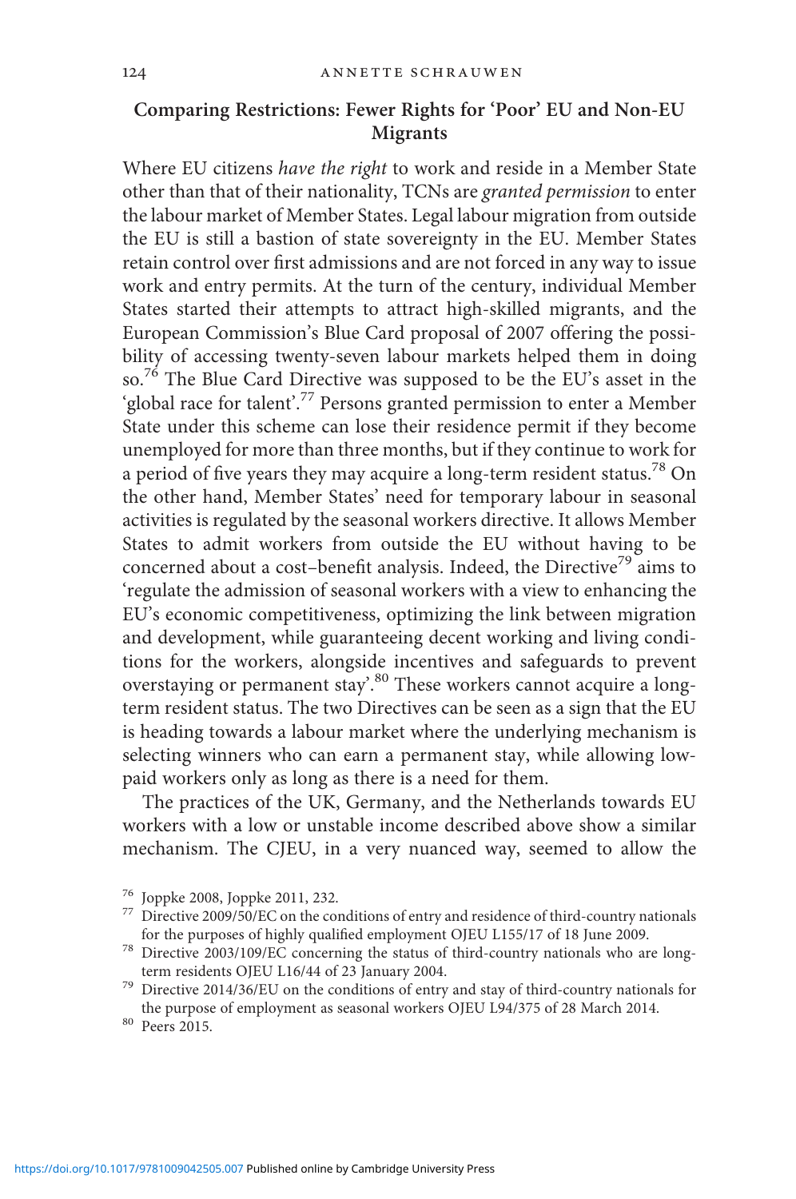## Comparing Restrictions: Fewer Rights for 'Poor' EU and Non-EU Migrants

Where EU citizens *have the right* to work and reside in a Member State other than that of their nationality, TCNs are *granted permission* to enter the labour market of Member States. Legal labour migration from outside the EU is still a bastion of state sovereignty in the EU. Member States retain control over first admissions and are not forced in any way to issue work and entry permits. At the turn of the century, individual Member States started their attempts to attract high-skilled migrants, and the European Commission's Blue Card proposal of 2007 offering the possibility of accessing twenty-seven labour markets helped them in doing so.[76] The Blue Card Directive was supposed to be the EU's asset in the 'global race for talent'.[77] Persons granted permission to enter a Member State under this scheme can lose their residence permit if they become unemployed for more than three months, but if they continue to work for a period of five years they may acquire a long-term resident status.[78] On the other hand, Member States' need for temporary labour in seasonal activities is regulated by the seasonal workers directive. It allows Member States to admit workers from outside the EU without having to be concerned about a cost–benefit analysis. Indeed, the Directive[79] aims to 'regulate the admission of seasonal workers with a view to enhancing the EU's economic competitiveness, optimizing the link between migration and development, while guaranteeing decent working and living conditions for the workers, alongside incentives and safeguards to prevent overstaying or permanent stay'.[80] These workers cannot acquire a long-term resident status. The two Directives can be seen as a sign that the EU is heading towards a labour market where the underlying mechanism is selecting winners who can earn a permanent stay, while allowing low-paid workers only as long as there is a need for them.

The practices of the UK, Germany, and the Netherlands towards EU workers with a low or unstable income described above show a similar mechanism. The CJEU, in a very nuanced way, seemed to allow the

[76] Joppke 2008, Joppke 2011, 232.

[77] Directive 2009/50/EC on the conditions of entry and residence of third-country nationals for the purposes of highly qualified employment OJEU L155/17 of 18 June 2009.

[78] Directive 2003/109/EC concerning the status of third-country nationals who are long-term residents OJEU L16/44 of 23 January 2004.

[79] Directive 2014/36/EU on the conditions of entry and stay of third-country nationals for the purpose of employment as seasonal workers OJEU L94/375 of 28 March 2014.

[80] Peers 2015.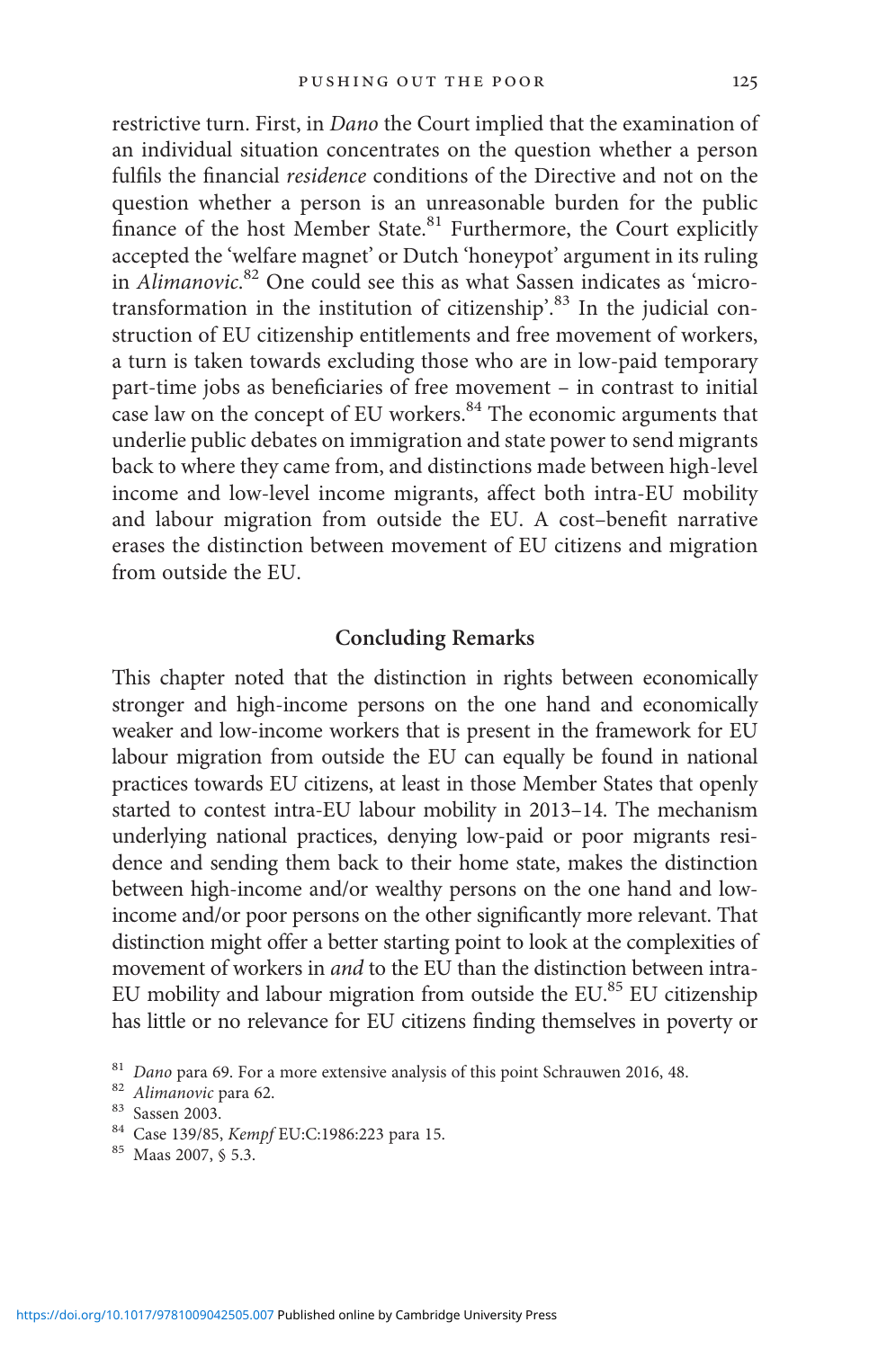restrictive turn. First, in *Dano* the Court implied that the examination of an individual situation concentrates on the question whether a person fulfils the financial *residence* conditions of the Directive and not on the question whether a person is an unreasonable burden for the public finance of the host Member State.[81] Furthermore, the Court explicitly accepted the 'welfare magnet' or Dutch 'honeypot' argument in its ruling in *Alimanovic*.[82] One could see this as what Sassen indicates as 'micro-transformation in the institution of citizenship'.[83] In the judicial construction of EU citizenship entitlements and free movement of workers, a turn is taken towards excluding those who are in low-paid temporary part-time jobs as beneficiaries of free movement – in contrast to initial case law on the concept of EU workers.[84] The economic arguments that underlie public debates on immigration and state power to send migrants back to where they came from, and distinctions made between high-level income and low-level income migrants, affect both intra-EU mobility and labour migration from outside the EU. A cost–benefit narrative erases the distinction between movement of EU citizens and migration from outside the EU.

## Concluding Remarks

This chapter noted that the distinction in rights between economically stronger and high-income persons on the one hand and economically weaker and low-income workers that is present in the framework for EU labour migration from outside the EU can equally be found in national practices towards EU citizens, at least in those Member States that openly started to contest intra-EU labour mobility in 2013–14. The mechanism underlying national practices, denying low-paid or poor migrants residence and sending them back to their home state, makes the distinction between high-income and/or wealthy persons on the one hand and low-income and/or poor persons on the other significantly more relevant. That distinction might offer a better starting point to look at the complexities of movement of workers in *and* to the EU than the distinction between intra-EU mobility and labour migration from outside the EU.[85] EU citizenship has little or no relevance for EU citizens finding themselves in poverty or

[81] *Dano* para 69. For a more extensive analysis of this point Schrauwen 2016, 48.

[82] *Alimanovic* para 62.

[83] Sassen 2003.

[84] Case 139/85, *Kempf* EU:C:1986:223 para 15.

[85] Maas 2007, § 5.3.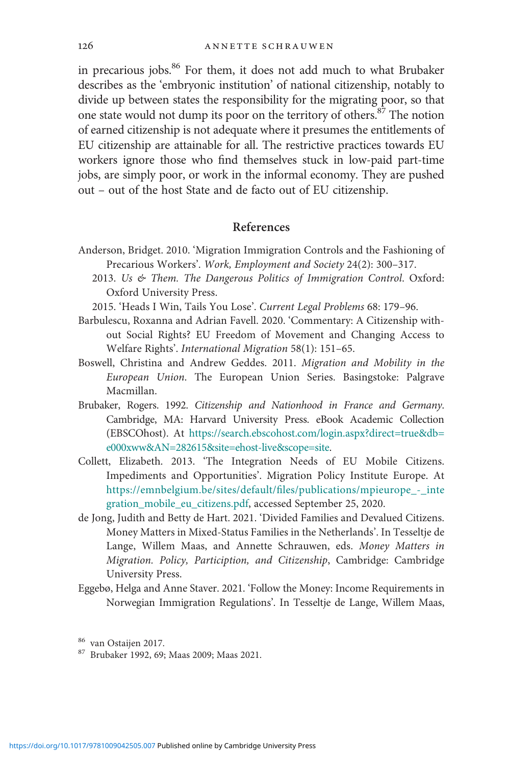in precarious jobs.[86] For them, it does not add much to what Brubaker describes as the 'embryonic institution' of national citizenship, notably to divide up between states the responsibility for the migrating poor, so that one state would not dump its poor on the territory of others.[87] The notion of earned citizenship is not adequate where it presumes the entitlements of EU citizenship are attainable for all. The restrictive practices towards EU workers ignore those who find themselves stuck in low-paid part-time jobs, are simply poor, or work in the informal economy. They are pushed out – out of the host State and de facto out of EU citizenship.

## References

Anderson, Bridget. 2010. 'Migration Immigration Controls and the Fashioning of Precarious Workers'. *Work, Employment and Society* 24(2): 300–317.

2013. *Us & Them. The Dangerous Politics of Immigration Control*. Oxford: Oxford University Press.

2015. 'Heads I Win, Tails You Lose'. *Current Legal Problems* 68: 179–96.

Barbulescu, Roxanna and Adrian Favell. 2020. 'Commentary: A Citizenship without Social Rights? EU Freedom of Movement and Changing Access to Welfare Rights'. *International Migration* 58(1): 151–65.

Boswell, Christina and Andrew Geddes. 2011. *Migration and Mobility in the European Union*. The European Union Series. Basingstoke: Palgrave Macmillan.

Brubaker, Rogers. 1992. *Citizenship and Nationhood in France and Germany*. Cambridge, MA: Harvard University Press. eBook Academic Collection (EBSCOhost). At https://search.ebscohost.com/login.aspx?direct=true&db=e000xww&AN=282615&site=ehost-live&scope=site.

Collett, Elizabeth. 2013. 'The Integration Needs of EU Mobile Citizens. Impediments and Opportunities'. Migration Policy Institute Europe. At https://emnbelgium.be/sites/default/files/publications/mpieurope_-_integration_mobile_eu_citizens.pdf, accessed September 25, 2020.

de Jong, Judith and Betty de Hart. 2021. 'Divided Families and Devalued Citizens. Money Matters in Mixed-Status Families in the Netherlands'. In Tesseltje de Lange, Willem Maas, and Annette Schrauwen, eds. *Money Matters in Migration. Policy, Participion, and Citizenship*, Cambridge: Cambridge University Press.

Eggebø, Helga and Anne Staver. 2021. 'Follow the Money: Income Requirements in Norwegian Immigration Regulations'. In Tesseltje de Lange, Willem Maas,

[86] van Ostaijen 2017.

[87] Brubaker 1992, 69; Maas 2009; Maas 2021.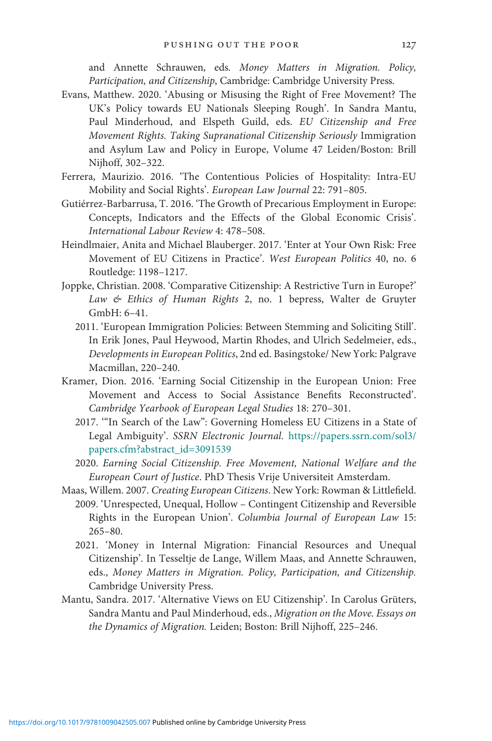and Annette Schrauwen, eds. *Money Matters in Migration. Policy, Participation, and Citizenship*, Cambridge: Cambridge University Press.

Evans, Matthew. 2020. 'Abusing or Misusing the Right of Free Movement? The UK's Policy towards EU Nationals Sleeping Rough'. In Sandra Mantu, Paul Minderhoud, and Elspeth Guild, eds. *EU Citizenship and Free Movement Rights. Taking Supranational Citizenship Seriously* Immigration and Asylum Law and Policy in Europe, Volume 47 Leiden/Boston: Brill Nijhoff, 302–322.

Ferrera, Maurizio. 2016. 'The Contentious Policies of Hospitality: Intra-EU Mobility and Social Rights'. *European Law Journal* 22: 791–805.

Gutiérrez-Barbarrusa, T. 2016. 'The Growth of Precarious Employment in Europe: Concepts, Indicators and the Effects of the Global Economic Crisis'. *International Labour Review* 4: 478–508.

Heindlmaier, Anita and Michael Blauberger. 2017. 'Enter at Your Own Risk: Free Movement of EU Citizens in Practice'. *West European Politics* 40, no. 6 Routledge: 1198–1217.

Joppke, Christian. 2008. 'Comparative Citizenship: A Restrictive Turn in Europe?' *Law & Ethics of Human Rights* 2, no. 1 bepress, Walter de Gruyter GmbH: 6–41.

2011. 'European Immigration Policies: Between Stemming and Soliciting Still'. In Erik Jones, Paul Heywood, Martin Rhodes, and Ulrich Sedelmeier, eds., *Developments in European Politics*, 2nd ed. Basingstoke/ New York: Palgrave Macmillan, 220–240.

Kramer, Dion. 2016. 'Earning Social Citizenship in the European Union: Free Movement and Access to Social Assistance Benefits Reconstructed'. *Cambridge Yearbook of European Legal Studies* 18: 270–301.

2017. '"In Search of the Law": Governing Homeless EU Citizens in a State of Legal Ambiguity'. *SSRN Electronic Journal.* https://papers.ssrn.com/sol3/papers.cfm?abstract_id=3091539

2020. *Earning Social Citizenship. Free Movement, National Welfare and the European Court of Justice*. PhD Thesis Vrije Universiteit Amsterdam.

Maas, Willem. 2007. *Creating European Citizens*. New York: Rowman & Littlefield.

2009. 'Unrespected, Unequal, Hollow – Contingent Citizenship and Reversible Rights in the European Union'. *Columbia Journal of European Law* 15: 265–80.

2021. 'Money in Internal Migration: Financial Resources and Unequal Citizenship'. In Tesseltje de Lange, Willem Maas, and Annette Schrauwen, eds., *Money Matters in Migration. Policy, Participation, and Citizenship*. Cambridge University Press.

Mantu, Sandra. 2017. 'Alternative Views on EU Citizenship'. In Carolus Grüters, Sandra Mantu and Paul Minderhoud, eds., *Migration on the Move. Essays on the Dynamics of Migration.* Leiden; Boston: Brill Nijhoff, 225–246.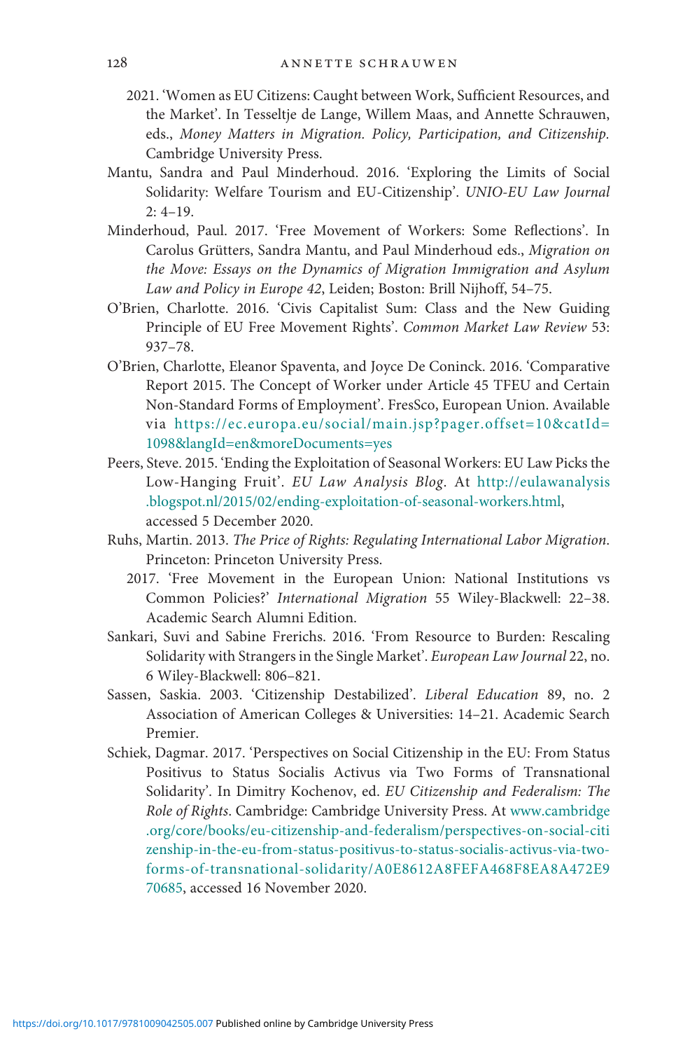2021. 'Women as EU Citizens: Caught between Work, Sufficient Resources, and the Market'. In Tesseltje de Lange, Willem Maas, and Annette Schrauwen, eds., *Money Matters in Migration. Policy, Participation, and Citizenship*. Cambridge University Press.

Mantu, Sandra and Paul Minderhoud. 2016. 'Exploring the Limits of Social Solidarity: Welfare Tourism and EU-Citizenship'. *UNIO-EU Law Journal* 2: 4–19.

Minderhoud, Paul. 2017. 'Free Movement of Workers: Some Reflections'. In Carolus Grütters, Sandra Mantu, and Paul Minderhoud eds., *Migration on the Move: Essays on the Dynamics of Migration Immigration and Asylum Law and Policy in Europe 42*, Leiden; Boston: Brill Nijhoff, 54–75.

O'Brien, Charlotte. 2016. 'Civis Capitalist Sum: Class and the New Guiding Principle of EU Free Movement Rights'. *Common Market Law Review* 53: 937–78.

O'Brien, Charlotte, Eleanor Spaventa, and Joyce De Coninck. 2016. 'Comparative Report 2015. The Concept of Worker under Article 45 TFEU and Certain Non-Standard Forms of Employment'. FresSco, European Union. Available via https://ec.europa.eu/social/main.jsp?pager.offset=10&catId=1098&langId=en&moreDocuments=yes

Peers, Steve. 2015. 'Ending the Exploitation of Seasonal Workers: EU Law Picks the Low-Hanging Fruit'. *EU Law Analysis Blog*. At http://eulawanalysis.blogspot.nl/2015/02/ending-exploitation-of-seasonal-workers.html, accessed 5 December 2020.

Ruhs, Martin. 2013. *The Price of Rights: Regulating International Labor Migration*. Princeton: Princeton University Press.

2017. 'Free Movement in the European Union: National Institutions vs Common Policies?' *International Migration* 55 Wiley-Blackwell: 22–38. Academic Search Alumni Edition.

Sankari, Suvi and Sabine Frerichs. 2016. 'From Resource to Burden: Rescaling Solidarity with Strangers in the Single Market'. *European Law Journal* 22, no. 6 Wiley-Blackwell: 806–821.

Sassen, Saskia. 2003. 'Citizenship Destabilized'. *Liberal Education* 89, no. 2 Association of American Colleges & Universities: 14–21. Academic Search Premier.

Schiek, Dagmar. 2017. 'Perspectives on Social Citizenship in the EU: From Status Positivus to Status Socialis Activus via Two Forms of Transnational Solidarity'. In Dimitry Kochenov, ed. *EU Citizenship and Federalism: The Role of Rights*. Cambridge: Cambridge University Press. At www.cambridge.org/core/books/eu-citizenship-and-federalism/perspectives-on-social-citizenship-in-the-eu-from-status-positivus-to-status-socialis-activus-via-two-forms-of-transnational-solidarity/A0E8612A8FEFA468F8EA8A472E970685, accessed 16 November 2020.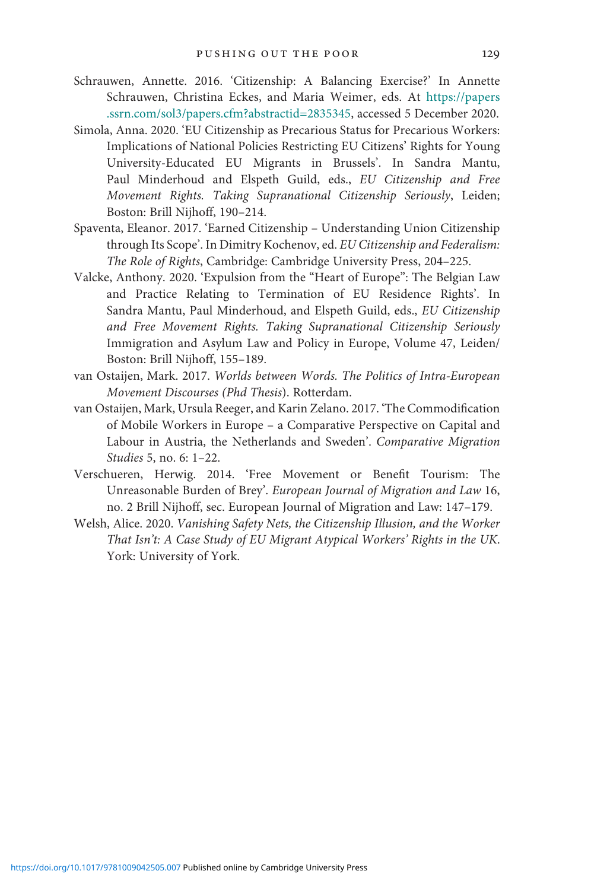Schrauwen, Annette. 2016. 'Citizenship: A Balancing Exercise?' In Annette Schrauwen, Christina Eckes, and Maria Weimer, eds. At https://papers.ssrn.com/sol3/papers.cfm?abstractid=2835345, accessed 5 December 2020.

Simola, Anna. 2020. 'EU Citizenship as Precarious Status for Precarious Workers: Implications of National Policies Restricting EU Citizens' Rights for Young University-Educated EU Migrants in Brussels'. In Sandra Mantu, Paul Minderhoud and Elspeth Guild, eds., *EU Citizenship and Free Movement Rights. Taking Supranational Citizenship Seriously*, Leiden; Boston: Brill Nijhoff, 190–214.

Spaventa, Eleanor. 2017. 'Earned Citizenship – Understanding Union Citizenship through Its Scope'. In Dimitry Kochenov, ed. *EU Citizenship and Federalism: The Role of Rights*, Cambridge: Cambridge University Press, 204–225.

Valcke, Anthony. 2020. 'Expulsion from the "Heart of Europe": The Belgian Law and Practice Relating to Termination of EU Residence Rights'. In Sandra Mantu, Paul Minderhoud, and Elspeth Guild, eds., *EU Citizenship and Free Movement Rights. Taking Supranational Citizenship Seriously* Immigration and Asylum Law and Policy in Europe, Volume 47, Leiden/Boston: Brill Nijhoff, 155–189.

van Ostaijen, Mark. 2017. *Worlds between Words. The Politics of Intra-European Movement Discourses (Phd Thesis)*. Rotterdam.

van Ostaijen, Mark, Ursula Reeger, and Karin Zelano. 2017. 'The Commodification of Mobile Workers in Europe – a Comparative Perspective on Capital and Labour in Austria, the Netherlands and Sweden'. *Comparative Migration Studies* 5, no. 6: 1–22.

Verschueren, Herwig. 2014. 'Free Movement or Benefit Tourism: The Unreasonable Burden of Brey'. *European Journal of Migration and Law* 16, no. 2 Brill Nijhoff, sec. European Journal of Migration and Law: 147–179.

Welsh, Alice. 2020. *Vanishing Safety Nets, the Citizenship Illusion, and the Worker That Isn't: A Case Study of EU Migrant Atypical Workers' Rights in the UK*. York: University of York.